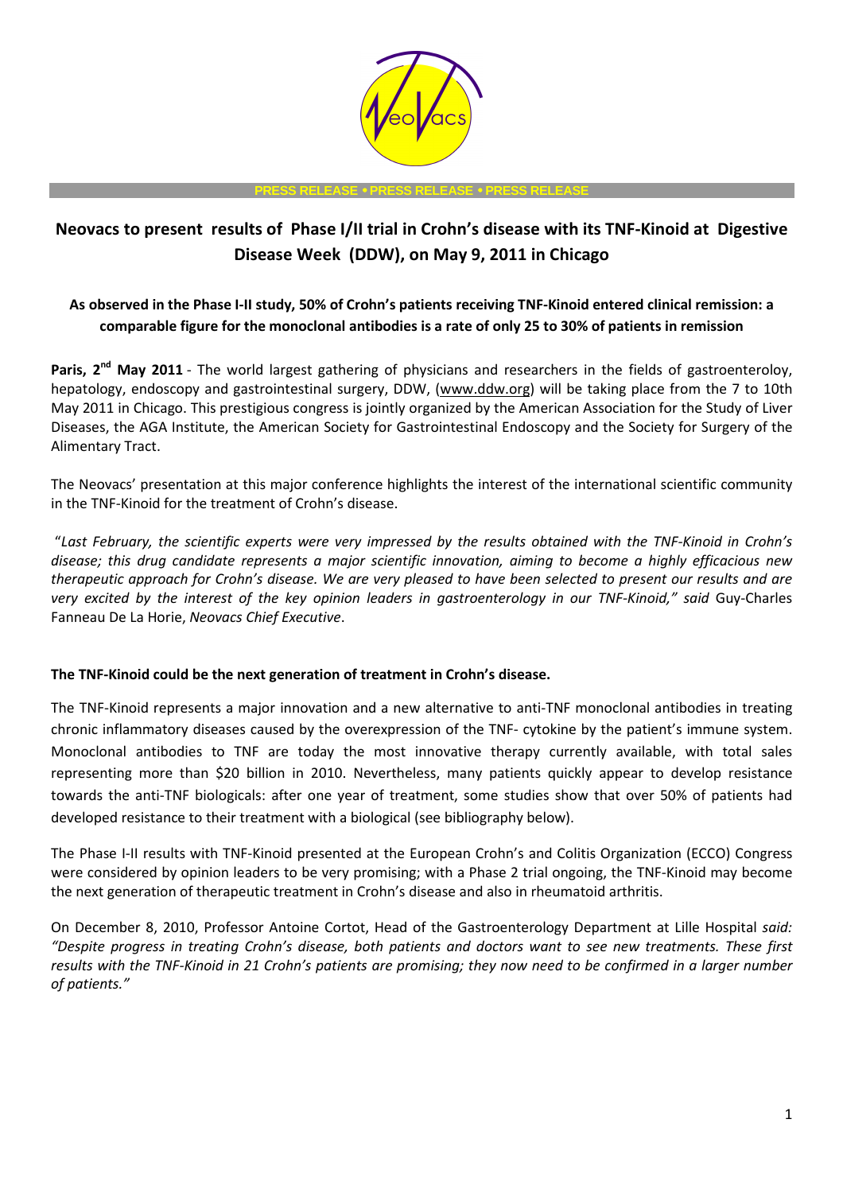PRESS RELEASE • PRESS RELEASE • PRESS RELEASE

# Neovacs to present results of Phase I/II trial in Crohn's disease with its TNF-Kinoid at Digestive Disease Week (DDW), on May 9, 2011 in Chicago

**As observed in the Phase I-II study, 50% of Crohn's patients receiving TNF-Kinoid entered clinical remission: a comparable figure for the monoclonal antibodies is a rate of only 25 to 30% of patients in remission**

**Paris, 2nd May 2011** - The world largest gathering of physicians and researchers in the fields of gastroenteroloy, hepatology, endoscopy and gastrointestinal surgery, DDW, (www.ddw.org) will be taking place from the 7 to 10th May 2011 in Chicago. This prestigious congress is jointly organized by the American Association for the Study of Liver Diseases, the AGA Institute, the American Society for Gastrointestinal Endoscopy and the Society for Surgery of the Alimentary Tract.

The Neovacs' presentation at this major conference highlights the interest of the international scientific community in the TNF-Kinoid for the treatment of Crohn's disease.

"*Last February, the scientific experts were very impressed by the results obtained with the TNF-Kinoid in Crohn's disease; this drug candidate represents a major scientific innovation, aiming to become a highly efficacious new therapeutic approach for Crohn's disease. We are very pleased to have been selected to present our results and are very excited by the interest of the key opinion leaders in gastroenterology in our TNF-Kinoid," said* Guy-Charles Fanneau De La Horie, *Neovacs Chief Executive*.

**The TNF-Kinoid could be the next generation of treatment in Crohn's disease.**

The TNF-Kinoid represents a major innovation and a new alternative to anti-TNF monoclonal antibodies in treating chronic inflammatory diseases caused by the overexpression of the TNF- cytokine by the patient's immune system. Monoclonal antibodies to TNF are today the most innovative therapy currently available, with total sales representing more than $20 billion in 2010. Nevertheless, many patients quickly appear to develop resistance towards the anti-TNF biologicals: after one year of treatment, some studies show that over 50% of patients had developed resistance to their treatment with a biological (see bibliography below).

The Phase I-II results with TNF-Kinoid presented at the European Crohn's and Colitis Organization (ECCO) Congress were considered by opinion leaders to be very promising; with a Phase 2 trial ongoing, the TNF-Kinoid may become the next generation of therapeutic treatment in Crohn's disease and also in rheumatoid arthritis.

On December 8, 2010, Professor Antoine Cortot, Head of the Gastroenterology Department at Lille Hospital *said: "Despite progress in treating Crohn's disease, both patients and doctors want to see new treatments. These first results with the TNF-Kinoid in 21 Crohn's patients are promising; they now need to be confirmed in a larger number of patients."*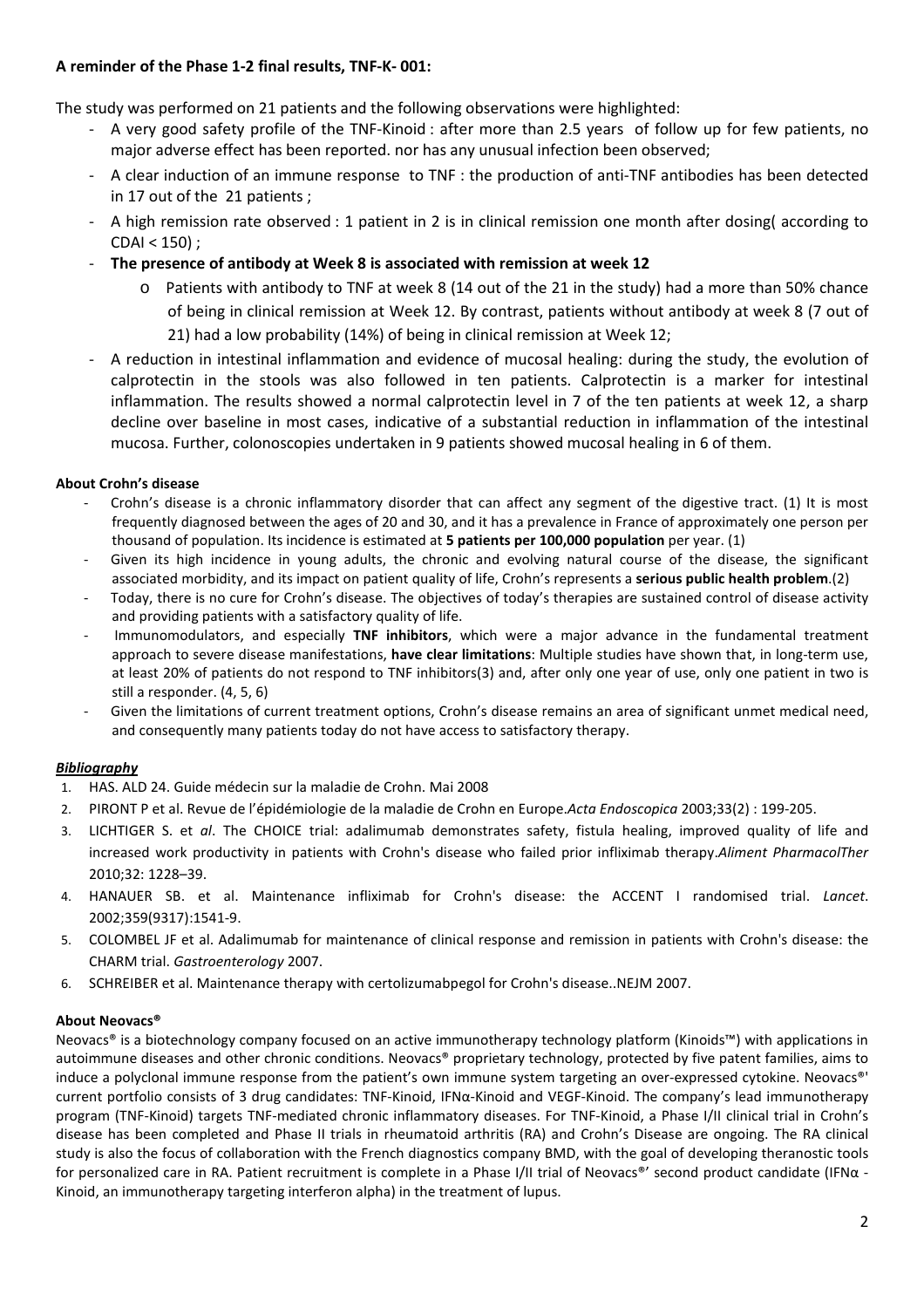**A reminder of the Phase 1-2 final results, TNF-K- 001:**

The study was performed on 21 patients and the following observations were highlighted:

- A very good safety profile of the TNF-Kinoid : after more than 2.5 years of follow up for few patients, no major adverse effect has been reported. nor has any unusual infection been observed;
- A clear induction of an immune response to TNF : the production of anti-TNF antibodies has been detected in 17 out of the 21 patients ;
- A high remission rate observed : 1 patient in 2 is in clinical remission one month after dosing( according to CDAI < 150) ;
- **The presence of antibody at Week 8 is associated with remission at week 12**
  - Patients with antibody to TNF at week 8 (14 out of the 21 in the study) had a more than 50% chance of being in clinical remission at Week 12. By contrast, patients without antibody at week 8 (7 out of 21) had a low probability (14%) of being in clinical remission at Week 12;
- A reduction in intestinal inflammation and evidence of mucosal healing: during the study, the evolution of calprotectin in the stools was also followed in ten patients. Calprotectin is a marker for intestinal inflammation. The results showed a normal calprotectin level in 7 of the ten patients at week 12, a sharp decline over baseline in most cases, indicative of a substantial reduction in inflammation of the intestinal mucosa. Further, colonoscopies undertaken in 9 patients showed mucosal healing in 6 of them.

**About Crohn's disease**

- Crohn's disease is a chronic inflammatory disorder that can affect any segment of the digestive tract. (1) It is most frequently diagnosed between the ages of 20 and 30, and it has a prevalence in France of approximately one person per thousand of population. Its incidence is estimated at **5 patients per 100,000 population** per year. (1)
- Given its high incidence in young adults, the chronic and evolving natural course of the disease, the significant associated morbidity, and its impact on patient quality of life, Crohn's represents a **serious public health problem**.(2)
- Today, there is no cure for Crohn's disease. The objectives of today's therapies are sustained control of disease activity and providing patients with a satisfactory quality of life.
- Immunomodulators, and especially **TNF inhibitors**, which were a major advance in the fundamental treatment approach to severe disease manifestations, **have clear limitations**: Multiple studies have shown that, in long-term use, at least 20% of patients do not respond to TNF inhibitors(3) and, after only one year of use, only one patient in two is still a responder. (4, 5, 6)
- Given the limitations of current treatment options, Crohn's disease remains an area of significant unmet medical need, and consequently many patients today do not have access to satisfactory therapy.

***Bibliography***

1. HAS. ALD 24. Guide médecin sur la maladie de Crohn. Mai 2008
2. PIRONT P et al. Revue de l'épidémiologie de la maladie de Crohn en Europe.*Acta Endoscopica* 2003;33(2) : 199-205.
3. LICHTIGER S. et *al*. The CHOICE trial: adalimumab demonstrates safety, fistula healing, improved quality of life and increased work productivity in patients with Crohn's disease who failed prior infliximab therapy.*Aliment PharmacolTher* 2010;32: 1228–39.
4. HANAUER SB. et al. Maintenance infliximab for Crohn's disease: the ACCENT I randomised trial. *Lancet*. 2002;359(9317):1541-9.
5. COLOMBEL JF et al. Adalimumab for maintenance of clinical response and remission in patients with Crohn's disease: the CHARM trial. *Gastroenterology* 2007.
6. SCHREIBER et al. Maintenance therapy with certolizumabpegol for Crohn's disease..NEJM 2007.

**About Neovacs®**

Neovacs® is a biotechnology company focused on an active immunotherapy technology platform (Kinoids™) with applications in autoimmune diseases and other chronic conditions. Neovacs® proprietary technology, protected by five patent families, aims to induce a polyclonal immune response from the patient's own immune system targeting an over-expressed cytokine. Neovacs®' current portfolio consists of 3 drug candidates: TNF-Kinoid, IFNα-Kinoid and VEGF-Kinoid. The company's lead immunotherapy program (TNF-Kinoid) targets TNF-mediated chronic inflammatory diseases. For TNF-Kinoid, a Phase I/II clinical trial in Crohn's disease has been completed and Phase II trials in rheumatoid arthritis (RA) and Crohn's Disease are ongoing. The RA clinical study is also the focus of collaboration with the French diagnostics company BMD, with the goal of developing theranostic tools for personalized care in RA. Patient recruitment is complete in a Phase I/II trial of Neovacs®' second product candidate (IFNα - Kinoid, an immunotherapy targeting interferon alpha) in the treatment of lupus.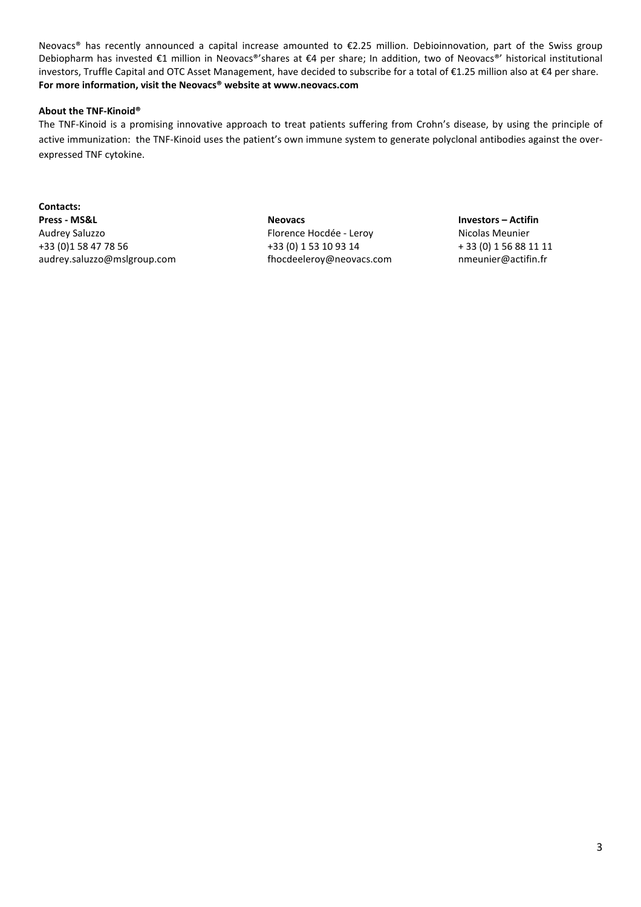Neovacs® has recently announced a capital increase amounted to €2.25 million. Debioinnovation, part of the Swiss group Debiopharm has invested €1 million in Neovacs®'shares at €4 per share; In addition, two of Neovacs®' historical institutional investors, Truffle Capital and OTC Asset Management, have decided to subscribe for a total of €1.25 million also at €4 per share.
**For more information, visit the Neovacs® website at www.neovacs.com**

**About the TNF-Kinoid®**

The TNF-Kinoid is a promising innovative approach to treat patients suffering from Crohn's disease, by using the principle of active immunization: the TNF-Kinoid uses the patient's own immune system to generate polyclonal antibodies against the over-expressed TNF cytokine.

**Contacts:**

**Press - MS&L**
Audrey Saluzzo
+33 (0)1 58 47 78 56
audrey.saluzzo@mslgroup.com

**Neovacs**
Florence Hocdée - Leroy
+33 (0) 1 53 10 93 14
fhocdeeleroy@neovacs.com

**Investors – Actifin**
Nicolas Meunier
+ 33 (0) 1 56 88 11 11
nmeunier@actifin.fr